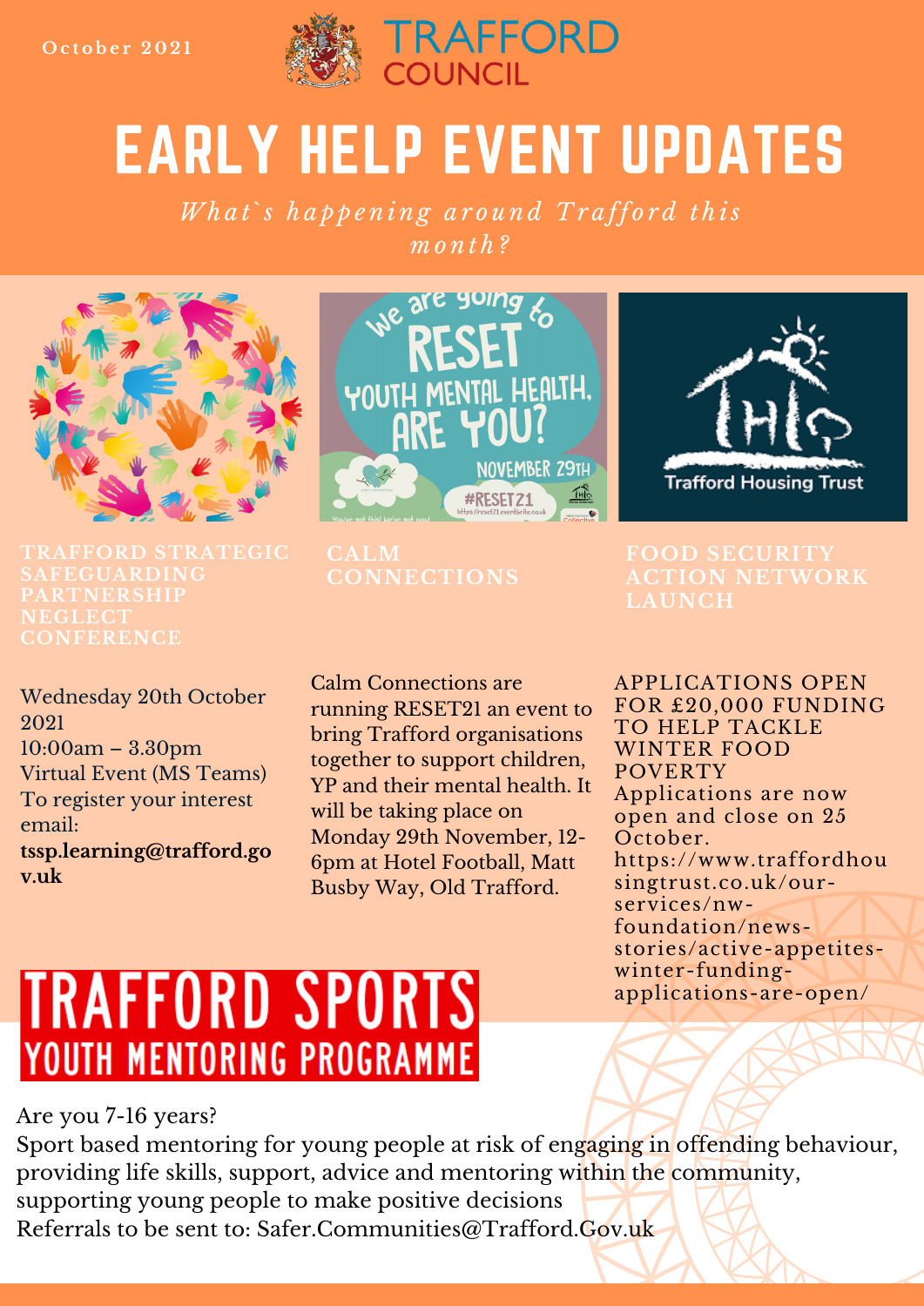October 2021

TRAFFORD COUNCIL

# EARLY HELP EVENT UPDATES

*What`s happening around Trafford this month?*

## TRAFFORD STRATEGIC SAFEGUARDING PARTNERSHIP NEGLECT CONFERENCE

Wednesday 20th October 2021
10:00am – 3.30pm
Virtual Event (MS Teams)
To register your interest email:
**tssp.learning@trafford.gov.uk**

## CALM CONNECTIONS

Calm Connections are running RESET21 an event to bring Trafford organisations together to support children, YP and their mental health. It will be taking place on Monday 29th November, 12-6pm at Hotel Football, Matt Busby Way, Old Trafford.

## FOOD SECURITY ACTION NETWORK LAUNCH

APPLICATIONS OPEN FOR £20,000 FUNDING TO HELP TACKLE WINTER FOOD POVERTY

Applications are now open and close on 25 October.
https://www.traffordhousingtrust.co.uk/our-services/nw-foundation/news-stories/active-appetites-winter-funding-applications-are-open/

## TRAFFORD SPORTS YOUTH MENTORING PROGRAMME

Are you 7-16 years?
Sport based mentoring for young people at risk of engaging in offending behaviour, providing life skills, support, advice and mentoring within the community, supporting young people to make positive decisions
Referrals to be sent to: Safer.Communities@Trafford.Gov.uk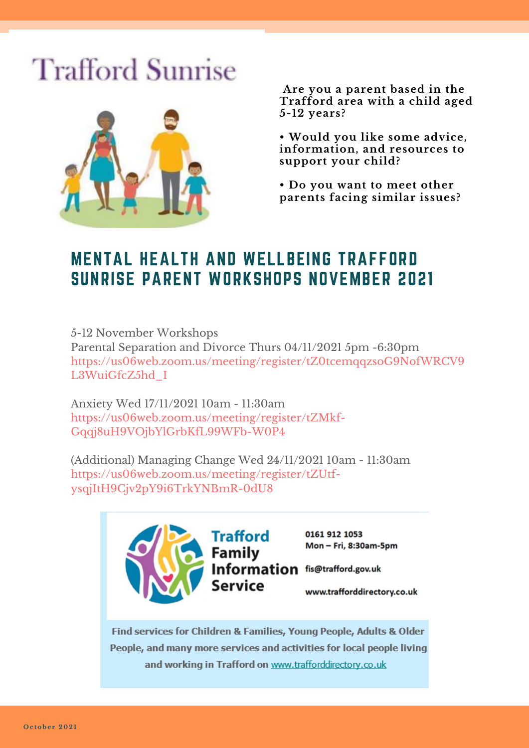# Trafford Sunrise

**Are you a parent based in the Trafford area with a child aged 5-12 years?**

- **Would you like some advice, information, and resources to support your child?**
- **Do you want to meet other parents facing similar issues?**

## MENTAL HEALTH AND WELLBEING TRAFFORD SUNRISE PARENT WORKSHOPS NOVEMBER 2021

5-12 November Workshops
Parental Separation and Divorce Thurs 04/11/2021 5pm -6:30pm
https://us06web.zoom.us/meeting/register/tZ0tcemqqzsoG9NofWRCV9L3WuiGfcZ5hd_I

Anxiety Wed 17/11/2021 10am - 11:30am
https://us06web.zoom.us/meeting/register/tZMkf-Gqqj8uH9VOjbYlGrbKfL99WFb-W0P4

(Additional) Managing Change Wed 24/11/2021 10am - 11:30am
https://us06web.zoom.us/meeting/register/tZUtf-ysqjItH9Cjv2pY9i6TrkYNBmR-0dU8

**Trafford Family Information Service**

0161 912 1053
Mon – Fri, 8:30am-5pm

fis@trafford.gov.uk

www.trafforddirectory.co.uk

Find services for Children & Families, Young People, Adults & Older People, and many more services and activities for local people living and working in Trafford on www.trafforddirectory.co.uk

October 2021